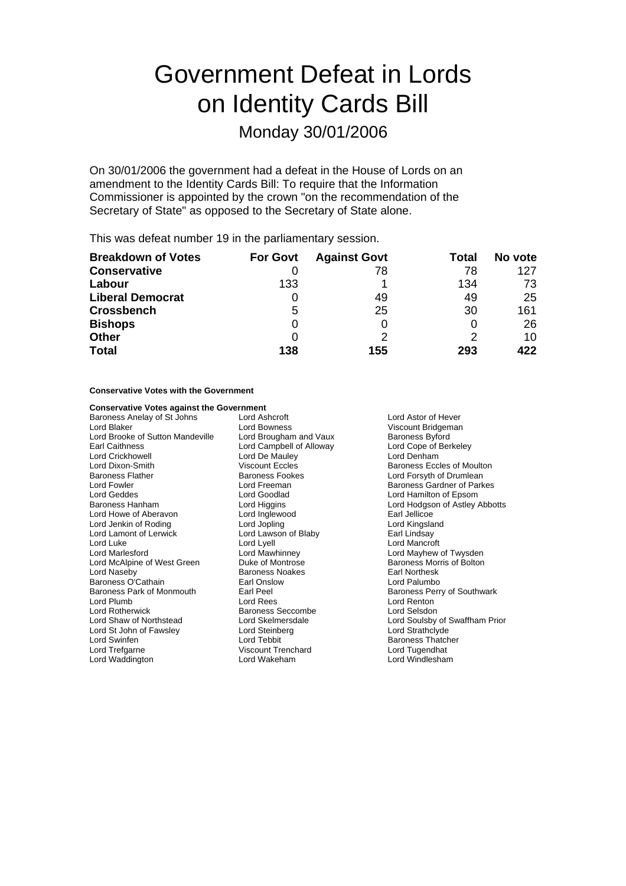# Government Defeat in Lords on Identity Cards Bill

## Monday 30/01/2006

On 30/01/2006 the government had a defeat in the House of Lords on an amendment to the Identity Cards Bill: To require that the Information Commissioner is appointed by the crown "on the recommendation of the Secretary of State" as opposed to the Secretary of State alone.

This was defeat number 19 in the parliamentary session.

| Breakdown of Votes | For Govt | Against Govt | Total | No vote |
|---|---|---|---|---|
| **Conservative** | 0 | 78 | 78 | 127 |
| **Labour** | 133 | 1 | 134 | 73 |
| **Liberal Democrat** | 0 | 49 | 49 | 25 |
| **Crossbench** | 5 | 25 | 30 | 161 |
| **Bishops** | 0 | 0 | 0 | 26 |
| **Other** | 0 | 2 | 2 | 10 |
| **Total** | **138** | **155** | **293** | **422** |

**Conservative Votes with the Government**

**Conservative Votes against the Government**

Baroness Anelay of St Johns
Lord Ashcroft
Lord Astor of Hever
Lord Blaker
Lord Bowness
Viscount Bridgeman
Lord Brooke of Sutton Mandeville
Lord Brougham and Vaux
Baroness Byford
Earl Caithness
Lord Campbell of Alloway
Lord Cope of Berkeley
Lord Crickhowell
Lord De Mauley
Lord Denham
Lord Dixon-Smith
Viscount Eccles
Baroness Eccles of Moulton
Baroness Flather
Baroness Fookes
Lord Forsyth of Drumlean
Lord Fowler
Lord Freeman
Baroness Gardner of Parkes
Lord Geddes
Lord Goodlad
Lord Hamilton of Epsom
Baroness Hanham
Lord Higgins
Lord Hodgson of Astley Abbotts
Lord Howe of Aberavon
Lord Inglewood
Earl Jellicoe
Lord Jenkin of Roding
Lord Jopling
Lord Kingsland
Lord Lamont of Lerwick
Lord Lawson of Blaby
Earl Lindsay
Lord Luke
Lord Lyell
Lord Mancroft
Lord Marlesford
Lord Mawhinney
Lord Mayhew of Twysden
Lord McAlpine of West Green
Duke of Montrose
Baroness Morris of Bolton
Lord Naseby
Baroness Noakes
Earl Northesk
Baroness O'Cathain
Earl Onslow
Lord Palumbo
Baroness Park of Monmouth
Earl Peel
Baroness Perry of Southwark
Lord Plumb
Lord Rees
Lord Renton
Lord Rotherwick
Baroness Seccombe
Lord Selsdon
Lord Shaw of Northstead
Lord Skelmersdale
Lord Soulsby of Swaffham Prior
Lord St John of Fawsley
Lord Steinberg
Lord Strathclyde
Lord Swinfen
Lord Tebbit
Baroness Thatcher
Lord Trefgarne
Viscount Trenchard
Lord Tugendhat
Lord Waddington
Lord Wakeham
Lord Windlesham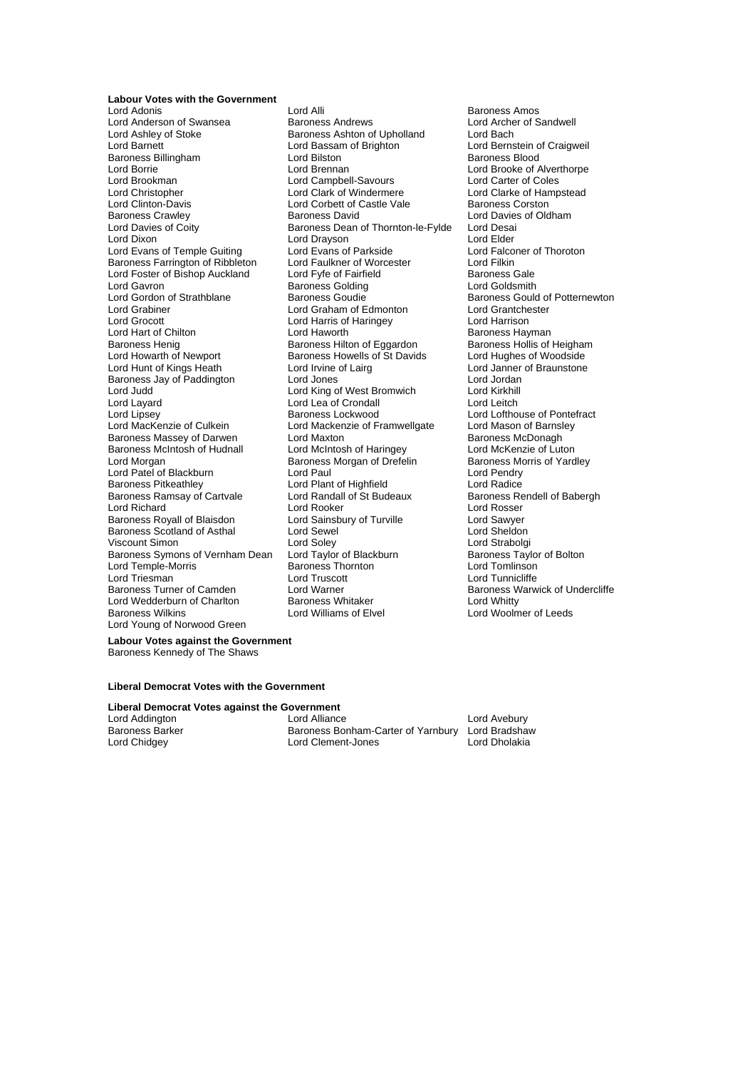**Labour Votes with the Government**

Lord Adonis
Lord Alli
Baroness Amos
Lord Anderson of Swansea
Baroness Andrews
Lord Archer of Sandwell
Lord Ashley of Stoke
Baroness Ashton of Upholland
Lord Bach
Lord Barnett
Lord Bassam of Brighton
Lord Bernstein of Craigweil
Baroness Billingham
Lord Bilston
Baroness Blood
Lord Borrie
Lord Brennan
Lord Brooke of Alverthorpe
Lord Brookman
Lord Campbell-Savours
Lord Carter of Coles
Lord Christopher
Lord Clark of Windermere
Lord Clarke of Hampstead
Lord Clinton-Davis
Lord Corbett of Castle Vale
Baroness Corston
Baroness Crawley
Baroness David
Lord Davies of Oldham
Lord Davies of Coity
Baroness Dean of Thornton-le-Fylde
Lord Desai
Lord Dixon
Lord Drayson
Lord Elder
Lord Evans of Temple Guiting
Lord Evans of Parkside
Lord Falconer of Thoroton
Baroness Farrington of Ribbleton
Lord Faulkner of Worcester
Lord Filkin
Lord Foster of Bishop Auckland
Lord Fyfe of Fairfield
Baroness Gale
Lord Gavron
Baroness Golding
Lord Goldsmith
Lord Gordon of Strathblane
Baroness Goudie
Baroness Gould of Potternewton
Lord Grabiner
Lord Graham of Edmonton
Lord Grantchester
Lord Grocott
Lord Harris of Haringey
Lord Harrison
Lord Hart of Chilton
Lord Haworth
Baroness Hayman
Baroness Henig
Baroness Hilton of Eggardon
Baroness Hollis of Heigham
Lord Howarth of Newport
Baroness Howells of St Davids
Lord Hughes of Woodside
Lord Hunt of Kings Heath
Lord Irvine of Lairg
Lord Janner of Braunstone
Baroness Jay of Paddington
Lord Jones
Lord Jordan
Lord Judd
Lord King of West Bromwich
Lord Kirkhill
Lord Layard
Lord Lea of Crondall
Lord Leitch
Lord Lipsey
Baroness Lockwood
Lord Lofthouse of Pontefract
Lord MacKenzie of Culkein
Lord Mackenzie of Framwellgate
Lord Mason of Barnsley
Baroness Massey of Darwen
Lord Maxton
Baroness McDonagh
Baroness McIntosh of Hudnall
Lord McIntosh of Haringey
Lord McKenzie of Luton
Lord Morgan
Baroness Morgan of Drefelin
Baroness Morris of Yardley
Lord Patel of Blackburn
Lord Paul
Lord Pendry
Baroness Pitkeathley
Lord Plant of Highfield
Lord Radice
Baroness Ramsay of Cartvale
Lord Randall of St Budeaux
Baroness Rendell of Babergh
Lord Richard
Lord Rooker
Lord Rosser
Baroness Royall of Blaisdon
Lord Sainsbury of Turville
Lord Sawyer
Baroness Scotland of Asthal
Lord Sewel
Lord Sheldon
Viscount Simon
Lord Soley
Lord Strabolgi
Baroness Symons of Vernham Dean
Lord Taylor of Blackburn
Baroness Taylor of Bolton
Lord Temple-Morris
Baroness Thornton
Lord Tomlinson
Lord Triesman
Lord Truscott
Lord Tunnicliffe
Baroness Turner of Camden
Lord Warner
Baroness Warwick of Undercliffe
Lord Wedderburn of Charlton
Baroness Whitaker
Lord Whitty
Baroness Wilkins
Lord Williams of Elvel
Lord Woolmer of Leeds
Lord Young of Norwood Green

**Labour Votes against the Government**

Baroness Kennedy of The Shaws

**Liberal Democrat Votes with the Government**

**Liberal Democrat Votes against the Government**

Lord Addington
Lord Alliance
Lord Avebury
Baroness Barker
Baroness Bonham-Carter of Yarnbury
Lord Bradshaw
Lord Chidgey
Lord Clement-Jones
Lord Dholakia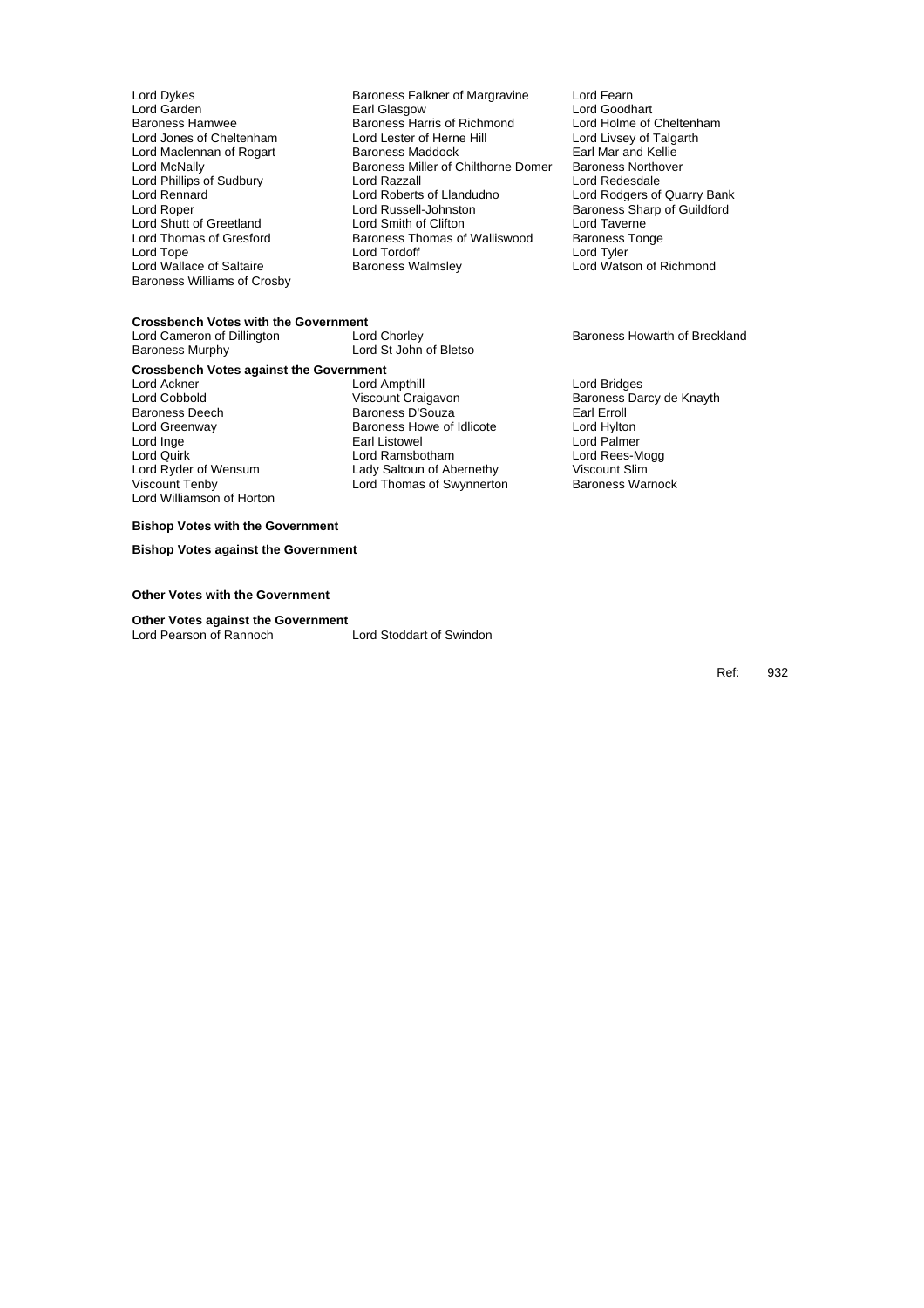| | | |
|---|---|---|
| Lord Dykes | Baroness Falkner of Margravine | Lord Fearn |
| Lord Garden | Earl Glasgow | Lord Goodhart |
| Baroness Hamwee | Baroness Harris of Richmond | Lord Holme of Cheltenham |
| Lord Jones of Cheltenham | Lord Lester of Herne Hill | Lord Livsey of Talgarth |
| Lord Maclennan of Rogart | Baroness Maddock | Earl Mar and Kellie |
| Lord McNally | Baroness Miller of Chilthorne Domer | Baroness Northover |
| Lord Phillips of Sudbury | Lord Razzall | Lord Redesdale |
| Lord Rennard | Lord Roberts of Llandudno | Lord Rodgers of Quarry Bank |
| Lord Roper | Lord Russell-Johnston | Baroness Sharp of Guildford |
| Lord Shutt of Greetland | Lord Smith of Clifton | Lord Taverne |
| Lord Thomas of Gresford | Baroness Thomas of Walliswood | Baroness Tonge |
| Lord Tope | Lord Tordoff | Lord Tyler |
| Lord Wallace of Saltaire | Baroness Walmsley | Lord Watson of Richmond |
| Baroness Williams of Crosby | | |

**Crossbench Votes with the Government**

| | | |
|---|---|---|
| Lord Cameron of Dillington | Lord Chorley | Baroness Howarth of Breckland |
| Baroness Murphy | Lord St John of Bletso | |

**Crossbench Votes against the Government**

| | | |
|---|---|---|
| Lord Ackner | Lord Ampthill | Lord Bridges |
| Lord Cobbold | Viscount Craigavon | Baroness Darcy de Knayth |
| Baroness Deech | Baroness D'Souza | Earl Erroll |
| Lord Greenway | Baroness Howe of Idlicote | Lord Hylton |
| Lord Inge | Earl Listowel | Lord Palmer |
| Lord Quirk | Lord Ramsbotham | Lord Rees-Mogg |
| Lord Ryder of Wensum | Lady Saltoun of Abernethy | Viscount Slim |
| Viscount Tenby | Lord Thomas of Swynnerton | Baroness Warnock |
| Lord Williamson of Horton | | |

**Bishop Votes with the Government**

**Bishop Votes against the Government**

**Other Votes with the Government**

**Other Votes against the Government**

Lord Pearson of Rannoch
Lord Stoddart of Swindon

Ref: 932